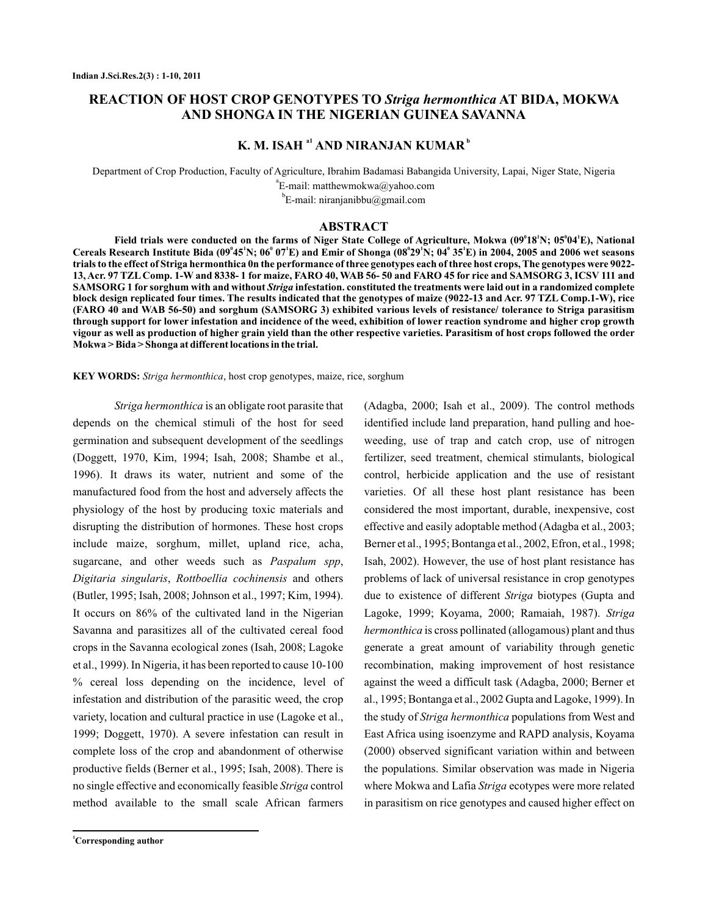# REACTION OF HOST CROP GENOTYPES TO *Striga hermonthica* AT BIDA, MOKWA AND SHONGA IN THE NIGERIAN GUINEA SAVANNA

**K. M. ISAH [a1] AND NIRANJAN KUMAR [b]**

Department of Crop Production, Faculty of Agriculture, Ibrahim Badamasi Babangida University, Lapai, Niger State, Nigeria

[a]E-mail: matthewmokwa@yahoo.com

[b]E-mail: niranjanibbu@gmail.com

## ABSTRACT

**Field trials were conducted on the farms of Niger State College of Agriculture, Mokwa (09°18'N; 05°04'E), National Cereals Research Institute Bida (09°45'N; 06° 07'E) and Emir of Shonga (08°29'N; 04° 35'E) in 2004, 2005 and 2006 wet seasons trials to the effect of Striga hermonthica 0n the performance of three genotypes each of three host crops, The genotypes were 9022-13, Acr. 97 TZL Comp. 1-W and 8338- 1 for maize, FARO 40, WAB 56- 50 and FARO 45 for rice and SAMSORG 3, ICSV 111 and SAMSORG 1 for sorghum with and without *Striga* infestation. constituted the treatments were laid out in a randomized complete block design replicated four times. The results indicated that the genotypes of maize (9022-13 and Acr. 97 TZL Comp.1-W), rice (FARO 40 and WAB 56-50) and sorghum (SAMSORG 3) exhibited various levels of resistance/ tolerance to Striga parasitism through support for lower infestation and incidence of the weed, exhibition of lower reaction syndrome and higher crop growth vigour as well as production of higher grain yield than the other respective varieties. Parasitism of host crops followed the order Mokwa > Bida > Shonga at different locations in the trial.**

**KEY WORDS:** *Striga hermonthica*, host crop genotypes, maize, rice, sorghum

*Striga hermonthica* is an obligate root parasite that depends on the chemical stimuli of the host for seed germination and subsequent development of the seedlings (Doggett, 1970, Kim, 1994; Isah, 2008; Shambe et al., 1996). It draws its water, nutrient and some of the manufactured food from the host and adversely affects the physiology of the host by producing toxic materials and disrupting the distribution of hormones. These host crops include maize, sorghum, millet, upland rice, acha, sugarcane, and other weeds such as *Paspalum spp*, *Digitaria singularis*, *Rottboellia cochinensis* and others (Butler, 1995; Isah, 2008; Johnson et al., 1997; Kim, 1994). It occurs on 86% of the cultivated land in the Nigerian Savanna and parasitizes all of the cultivated cereal food crops in the Savanna ecological zones (Isah, 2008; Lagoke et al., 1999). In Nigeria, it has been reported to cause 10-100 % cereal loss depending on the incidence, level of infestation and distribution of the parasitic weed, the crop variety, location and cultural practice in use (Lagoke et al., 1999; Doggett, 1970). A severe infestation can result in complete loss of the crop and abandonment of otherwise productive fields (Berner et al., 1995; Isah, 2008). There is no single effective and economically feasible *Striga* control method available to the small scale African farmers (Adagba, 2000; Isah et al., 2009). The control methods identified include land preparation, hand pulling and hoe-weeding, use of trap and catch crop, use of nitrogen fertilizer, seed treatment, chemical stimulants, biological control, herbicide application and the use of resistant varieties. Of all these host plant resistance has been considered the most important, durable, inexpensive, cost effective and easily adoptable method (Adagba et al., 2003; Berner et al., 1995; Bontanga et al., 2002, Efron, et al., 1998; Isah, 2002). However, the use of host plant resistance has problems of lack of universal resistance in crop genotypes due to existence of different *Striga* biotypes (Gupta and Lagoke, 1999; Koyama, 2000; Ramaiah, 1987). *Striga hermonthica* is cross pollinated (allogamous) plant and thus generate a great amount of variability through genetic recombination, making improvement of host resistance against the weed a difficult task (Adagba, 2000; Berner et al., 1995; Bontanga et al., 2002 Gupta and Lagoke, 1999). In the study of *Striga hermonthica* populations from West and East Africa using isoenzyme and RAPD analysis, Koyama (2000) observed significant variation within and between the populations. Similar observation was made in Nigeria where Mokwa and Lafia *Striga* ecotypes were more related in parasitism on rice genotypes and caused higher effect on

[1]**Corresponding author**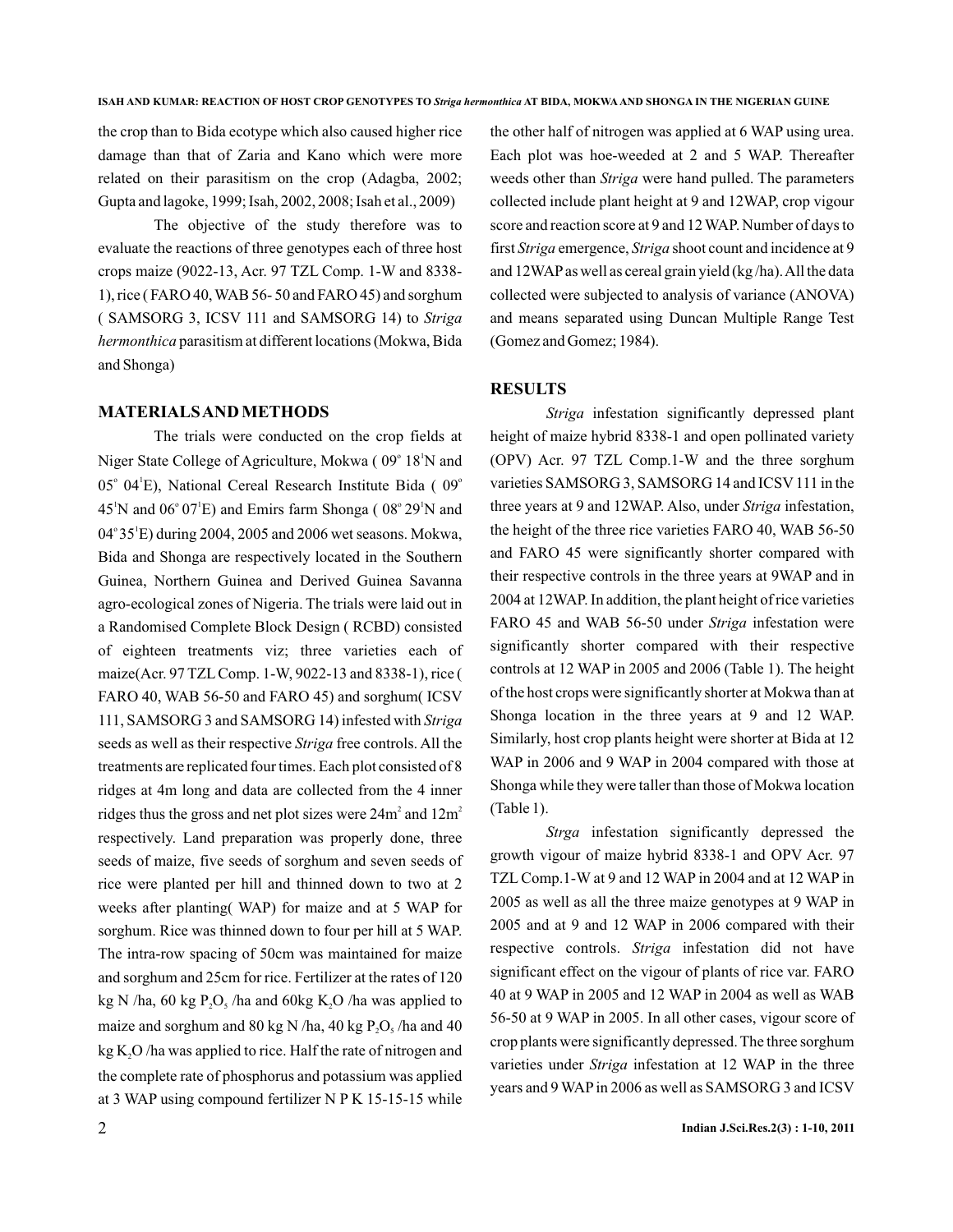the crop than to Bida ecotype which also caused higher rice damage than that of Zaria and Kano which were more related on their parasitism on the crop (Adagba, 2002; Gupta and lagoke, 1999; Isah, 2002, 2008; Isah et al., 2009)

The objective of the study therefore was to evaluate the reactions of three genotypes each of three host crops maize (9022-13, Acr. 97 TZL Comp. 1-W and 8338-1), rice ( FARO 40, WAB 56- 50 and FARO 45) and sorghum ( SAMSORG 3, ICSV 111 and SAMSORG 14) to *Striga hermonthica* parasitism at different locations (Mokwa, Bida and Shonga)

## MATERIALS AND METHODS

The trials were conducted on the crop fields at Niger State College of Agriculture, Mokwa ( 09° 18'N and 05° 04'E), National Cereal Research Institute Bida ( 09° 45'N and 06° 07'E) and Emirs farm Shonga ( 08° 29'N and 04° 35'E) during 2004, 2005 and 2006 wet seasons. Mokwa, Bida and Shonga are respectively located in the Southern Guinea, Northern Guinea and Derived Guinea Savanna agro-ecological zones of Nigeria. The trials were laid out in a Randomised Complete Block Design ( RCBD) consisted of eighteen treatments viz; three varieties each of maize(Acr. 97 TZL Comp. 1-W, 9022-13 and 8338-1), rice ( FARO 40, WAB 56-50 and FARO 45) and sorghum( ICSV 111, SAMSORG 3 and SAMSORG 14) infested with *Striga* seeds as well as their respective *Striga* free controls. All the treatments are replicated four times. Each plot consisted of 8 ridges at 4m long and data are collected from the 4 inner ridges thus the gross and net plot sizes were $24m^2$ and $12m^2$ respectively. Land preparation was properly done, three seeds of maize, five seeds of sorghum and seven seeds of rice were planted per hill and thinned down to two at 2 weeks after planting( WAP) for maize and at 5 WAP for sorghum. Rice was thinned down to four per hill at 5 WAP. The intra-row spacing of 50cm was maintained for maize and sorghum and 25cm for rice. Fertilizer at the rates of 120 kg N /ha, 60 kg $P_2O_5$ /ha and 60kg $K_2O$ /ha was applied to maize and sorghum and 80 kg N /ha, 40 kg $P_2O_5$ /ha and 40 kg $K_2O$ /ha was applied to rice. Half the rate of nitrogen and the complete rate of phosphorus and potassium was applied at 3 WAP using compound fertilizer N P K 15-15-15 while the other half of nitrogen was applied at 6 WAP using urea. Each plot was hoe-weeded at 2 and 5 WAP. Thereafter weeds other than *Striga* were hand pulled. The parameters collected include plant height at 9 and 12WAP, crop vigour score and reaction score at 9 and 12 WAP. Number of days to first *Striga* emergence, *Striga* shoot count and incidence at 9 and 12WAP as well as cereal grain yield (kg /ha). All the data collected were subjected to analysis of variance (ANOVA) and means separated using Duncan Multiple Range Test (Gomez and Gomez; 1984).

## RESULTS

*Striga* infestation significantly depressed plant height of maize hybrid 8338-1 and open pollinated variety (OPV) Acr. 97 TZL Comp.1-W and the three sorghum varieties SAMSORG 3, SAMSORG 14 and ICSV 111 in the three years at 9 and 12WAP. Also, under *Striga* infestation, the height of the three rice varieties FARO 40, WAB 56-50 and FARO 45 were significantly shorter compared with their respective controls in the three years at 9WAP and in 2004 at 12WAP. In addition, the plant height of rice varieties FARO 45 and WAB 56-50 under *Striga* infestation were significantly shorter compared with their respective controls at 12 WAP in 2005 and 2006 (Table 1). The height of the host crops were significantly shorter at Mokwa than at Shonga location in the three years at 9 and 12 WAP. Similarly, host crop plants height were shorter at Bida at 12 WAP in 2006 and 9 WAP in 2004 compared with those at Shonga while they were taller than those of Mokwa location (Table 1).

*Strga* infestation significantly depressed the growth vigour of maize hybrid 8338-1 and OPV Acr. 97 TZL Comp.1-W at 9 and 12 WAP in 2004 and at 12 WAP in 2005 as well as all the three maize genotypes at 9 WAP in 2005 and at 9 and 12 WAP in 2006 compared with their respective controls. *Striga* infestation did not have significant effect on the vigour of plants of rice var. FARO 40 at 9 WAP in 2005 and 12 WAP in 2004 as well as WAB 56-50 at 9 WAP in 2005. In all other cases, vigour score of crop plants were significantly depressed. The three sorghum varieties under *Striga* infestation at 12 WAP in the three years and 9 WAP in 2006 as well as SAMSORG 3 and ICSV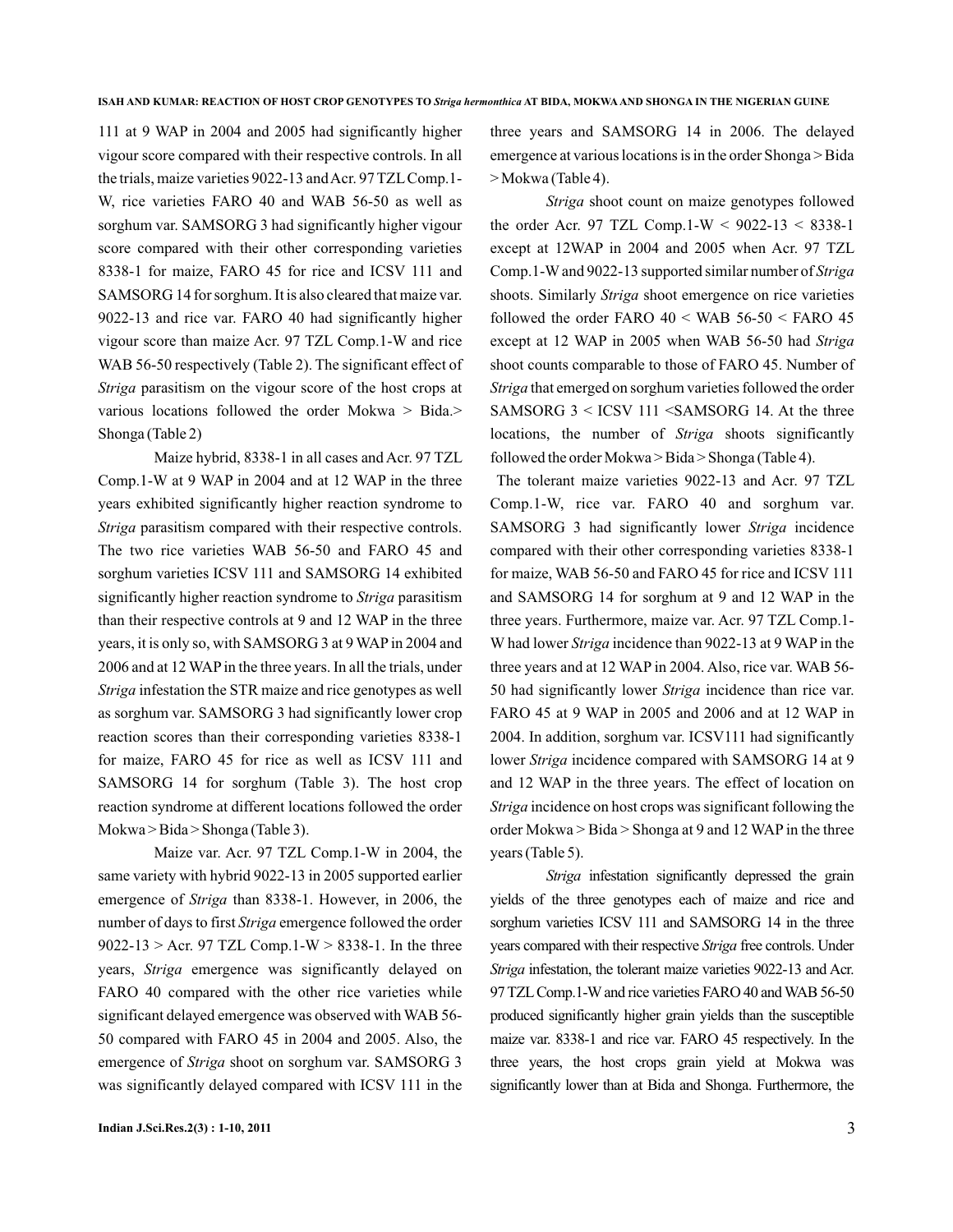111 at 9 WAP in 2004 and 2005 had significantly higher vigour score compared with their respective controls. In all the trials, maize varieties 9022-13 and Acr. 97 TZL Comp.1-W, rice varieties FARO 40 and WAB 56-50 as well as sorghum var. SAMSORG 3 had significantly higher vigour score compared with their other corresponding varieties 8338-1 for maize, FARO 45 for rice and ICSV 111 and SAMSORG 14 for sorghum. It is also cleared that maize var. 9022-13 and rice var. FARO 40 had significantly higher vigour score than maize Acr. 97 TZL Comp.1-W and rice WAB 56-50 respectively (Table 2). The significant effect of *Striga* parasitism on the vigour score of the host crops at various locations followed the order Mokwa > Bida.> Shonga (Table 2)

Maize hybrid, 8338-1 in all cases and Acr. 97 TZL Comp.1-W at 9 WAP in 2004 and at 12 WAP in the three years exhibited significantly higher reaction syndrome to *Striga* parasitism compared with their respective controls. The two rice varieties WAB 56-50 and FARO 45 and sorghum varieties ICSV 111 and SAMSORG 14 exhibited significantly higher reaction syndrome to *Striga* parasitism than their respective controls at 9 and 12 WAP in the three years, it is only so, with SAMSORG 3 at 9 WAP in 2004 and 2006 and at 12 WAP in the three years. In all the trials, under *Striga* infestation the STR maize and rice genotypes as well as sorghum var. SAMSORG 3 had significantly lower crop reaction scores than their corresponding varieties 8338-1 for maize, FARO 45 for rice as well as ICSV 111 and SAMSORG 14 for sorghum (Table 3). The host crop reaction syndrome at different locations followed the order Mokwa > Bida > Shonga (Table 3).

Maize var. Acr. 97 TZL Comp.1-W in 2004, the same variety with hybrid 9022-13 in 2005 supported earlier emergence of *Striga* than 8338-1. However, in 2006, the number of days to first *Striga* emergence followed the order 9022-13 > Acr. 97 TZL Comp.1-W > 8338-1. In the three years, *Striga* emergence was significantly delayed on FARO 40 compared with the other rice varieties while significant delayed emergence was observed with WAB 56-50 compared with FARO 45 in 2004 and 2005. Also, the emergence of *Striga* shoot on sorghum var. SAMSORG 3 was significantly delayed compared with ICSV 111 in the three years and SAMSORG 14 in 2006. The delayed emergence at various locations is in the order Shonga > Bida > Mokwa (Table 4).

*Striga* shoot count on maize genotypes followed the order Acr. 97 TZL Comp.1-W < 9022-13 < 8338-1 except at 12WAP in 2004 and 2005 when Acr. 97 TZL Comp.1-W and 9022-13 supported similar number of *Striga* shoots. Similarly *Striga* shoot emergence on rice varieties followed the order FARO 40 < WAB 56-50 < FARO 45 except at 12 WAP in 2005 when WAB 56-50 had *Striga* shoot counts comparable to those of FARO 45. Number of *Striga* that emerged on sorghum varieties followed the order SAMSORG 3 < ICSV 111 <SAMSORG 14. At the three locations, the number of *Striga* shoots significantly followed the order Mokwa > Bida > Shonga (Table 4).

The tolerant maize varieties 9022-13 and Acr. 97 TZL Comp.1-W, rice var. FARO 40 and sorghum var. SAMSORG 3 had significantly lower *Striga* incidence compared with their other corresponding varieties 8338-1 for maize, WAB 56-50 and FARO 45 for rice and ICSV 111 and SAMSORG 14 for sorghum at 9 and 12 WAP in the three years. Furthermore, maize var. Acr. 97 TZL Comp.1-W had lower *Striga* incidence than 9022-13 at 9 WAP in the three years and at 12 WAP in 2004. Also, rice var. WAB 56-50 had significantly lower *Striga* incidence than rice var. FARO 45 at 9 WAP in 2005 and 2006 and at 12 WAP in 2004. In addition, sorghum var. ICSV111 had significantly lower *Striga* incidence compared with SAMSORG 14 at 9 and 12 WAP in the three years. The effect of location on *Striga* incidence on host crops was significant following the order Mokwa > Bida > Shonga at 9 and 12 WAP in the three years (Table 5).

*Striga* infestation significantly depressed the grain yields of the three genotypes each of maize and rice and sorghum varieties ICSV 111 and SAMSORG 14 in the three years compared with their respective *Striga* free controls. Under *Striga* infestation, the tolerant maize varieties 9022-13 and Acr. 97 TZL Comp.1-W and rice varieties FARO 40 and WAB 56-50 produced significantly higher grain yields than the susceptible maize var. 8338-1 and rice var. FARO 45 respectively. In the three years, the host crops grain yield at Mokwa was significantly lower than at Bida and Shonga. Furthermore, the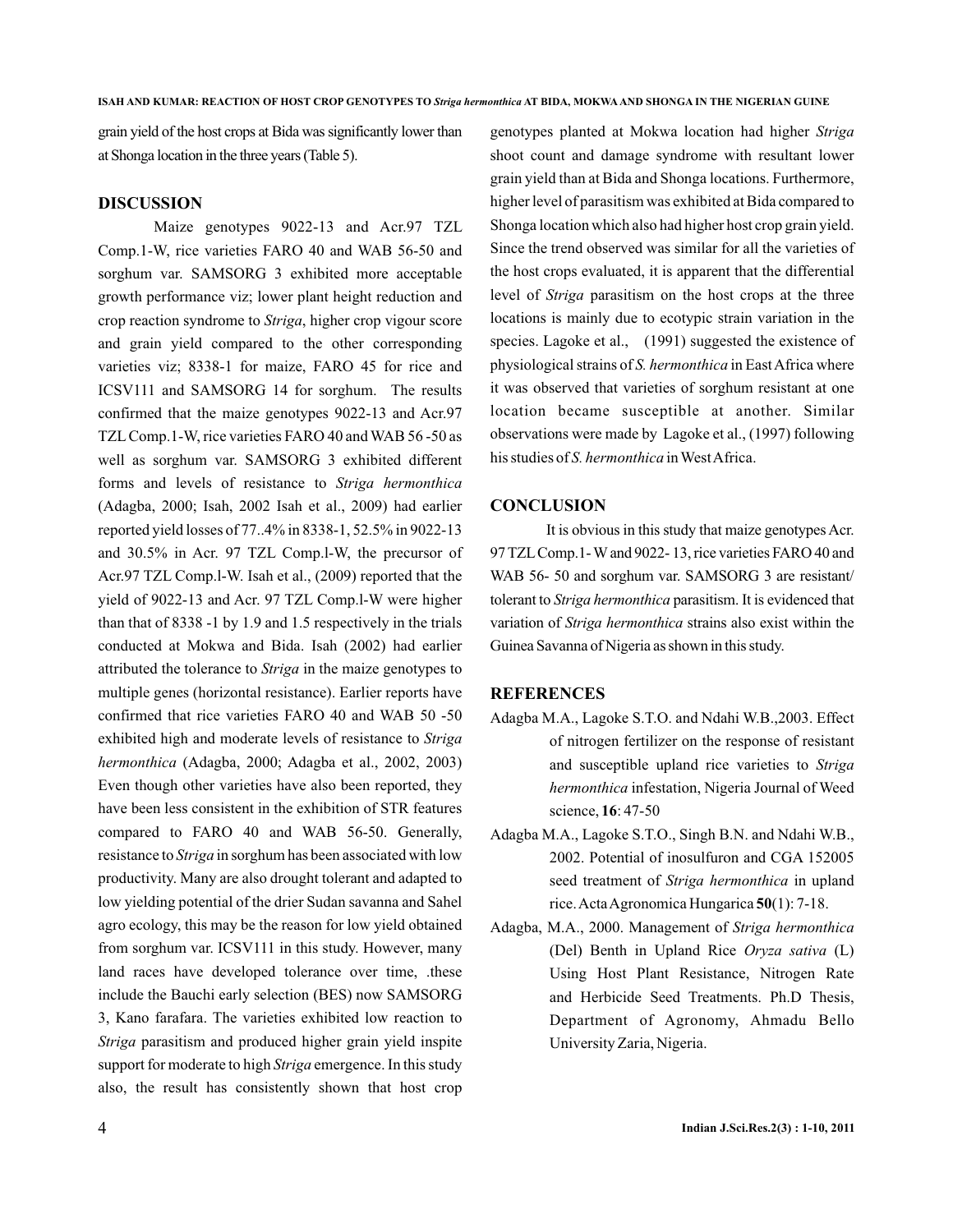grain yield of the host crops at Bida was significantly lower than at Shonga location in the three years (Table 5).

## DISCUSSION

Maize genotypes 9022-13 and Acr.97 TZL Comp.1-W, rice varieties FARO 40 and WAB 56-50 and sorghum var. SAMSORG 3 exhibited more acceptable growth performance viz; lower plant height reduction and crop reaction syndrome to *Striga*, higher crop vigour score and grain yield compared to the other corresponding varieties viz; 8338-1 for maize, FARO 45 for rice and ICSV111 and SAMSORG 14 for sorghum. The results confirmed that the maize genotypes 9022-13 and Acr.97 TZL Comp.1-W, rice varieties FARO 40 and WAB 56 -50 as well as sorghum var. SAMSORG 3 exhibited different forms and levels of resistance to *Striga hermonthica* (Adagba, 2000; Isah, 2002 Isah et al., 2009) had earlier reported yield losses of 77..4% in 8338-1, 52.5% in 9022-13 and 30.5% in Acr. 97 TZL Comp.l-W, the precursor of Acr.97 TZL Comp.l-W. Isah et al., (2009) reported that the yield of 9022-13 and Acr. 97 TZL Comp.l-W were higher than that of 8338 -1 by 1.9 and 1.5 respectively in the trials conducted at Mokwa and Bida. Isah (2002) had earlier attributed the tolerance to *Striga* in the maize genotypes to multiple genes (horizontal resistance). Earlier reports have confirmed that rice varieties FARO 40 and WAB 50 -50 exhibited high and moderate levels of resistance to *Striga hermonthica* (Adagba, 2000; Adagba et al., 2002, 2003) Even though other varieties have also been reported, they have been less consistent in the exhibition of STR features compared to FARO 40 and WAB 56-50. Generally, resistance to *Striga* in sorghum has been associated with low productivity. Many are also drought tolerant and adapted to low yielding potential of the drier Sudan savanna and Sahel agro ecology, this may be the reason for low yield obtained from sorghum var. ICSV111 in this study. However, many land races have developed tolerance over time, .these include the Bauchi early selection (BES) now SAMSORG 3, Kano farafara. The varieties exhibited low reaction to *Striga* parasitism and produced higher grain yield inspite support for moderate to high *Striga* emergence. In this study also, the result has consistently shown that host crop genotypes planted at Mokwa location had higher *Striga* shoot count and damage syndrome with resultant lower grain yield than at Bida and Shonga locations. Furthermore, higher level of parasitism was exhibited at Bida compared to Shonga location which also had higher host crop grain yield. Since the trend observed was similar for all the varieties of the host crops evaluated, it is apparent that the differential level of *Striga* parasitism on the host crops at the three locations is mainly due to ecotypic strain variation in the species. Lagoke et al., (1991) suggested the existence of physiological strains of *S. hermonthica* in East Africa where it was observed that varieties of sorghum resistant at one location became susceptible at another. Similar observations were made by Lagoke et al., (1997) following his studies of *S. hermonthica* in West Africa.

## CONCLUSION

It is obvious in this study that maize genotypes Acr. 97 TZL Comp.1- W and 9022- 13, rice varieties FARO 40 and WAB 56- 50 and sorghum var. SAMSORG 3 are resistant/ tolerant to *Striga hermonthica* parasitism. It is evidenced that variation of *Striga hermonthica* strains also exist within the Guinea Savanna of Nigeria as shown in this study.

## REFERENCES

Adagba M.A., Lagoke S.T.O. and Ndahi W.B.,2003. Effect of nitrogen fertilizer on the response of resistant and susceptible upland rice varieties to *Striga hermonthica* infestation, Nigeria Journal of Weed science, **16**: 47-50

Adagba M.A., Lagoke S.T.O., Singh B.N. and Ndahi W.B., 2002. Potential of inosulfuron and CGA 152005 seed treatment of *Striga hermonthica* in upland rice. Acta Agronomica Hungarica **50**(1): 7-18.

Adagba, M.A., 2000. Management of *Striga hermonthica* (Del) Benth in Upland Rice *Oryza sativa* (L) Using Host Plant Resistance, Nitrogen Rate and Herbicide Seed Treatments. Ph.D Thesis, Department of Agronomy, Ahmadu Bello University Zaria, Nigeria.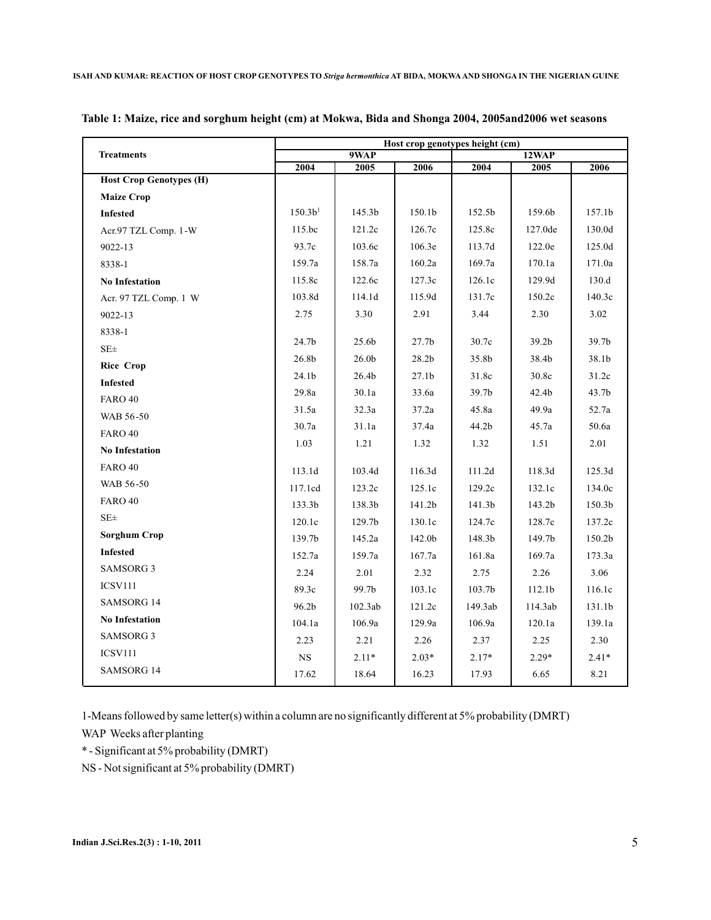**Table 1: Maize, rice and sorghum height (cm) at Mokwa, Bida and Shonga 2004, 2005and2006 wet seasons**

| Treatments | Host crop genotypes height (cm) | | | | | |
|---|---|---|---|---|---|---|
| | 9WAP | | | 12WAP | | |
| | 2004 | 2005 | 2006 | 2004 | 2005 | 2006 |
| **Host Crop Genotypes (H)** | | | | | | |
| **Maize Crop** | | | | | | |
| **Infested** | 150.3b[1] | 145.3b | 150.1b | 152.5b | 159.6b | 157.1b |
| Acr.97 TZL Comp. 1-W | 115.bc | 121.2c | 126.7c | 125.8c | 127.0de | 130.0d |
| 9022-13 | 93.7c | 103.6c | 106.3e | 113.7d | 122.0e | 125.0d |
| 8338-1 | 159.7a | 158.7a | 160.2a | 169.7a | 170.1a | 171.0a |
| **No Infestation** | 115.8c | 122.6c | 127.3c | 126.1c | 129.9d | 130.d |
| Acr. 97 TZL Comp. 1 W | 103.8d | 114.1d | 115.9d | 131.7c | 150.2c | 140.3c |
| 9022-13 | 2.75 | 3.30 | 2.91 | 3.44 | 2.30 | 3.02 |
| 8338-1 | | | | | | |
| SE± | 24.7b | 25.6b | 27.7b | 30.7c | 39.2b | 39.7b |
| **Rice Crop** | 26.8b | 26.0b | 28.2b | 35.8b | 38.4b | 38.1b |
| **Infested** | 24.1b | 26.4b | 27.1b | 31.8c | 30.8c | 31.2c |
| FARO 40 | 29.8a | 30.1a | 33.6a | 39.7b | 42.4b | 43.7b |
| WAB 56-50 | 31.5a | 32.3a | 37.2a | 45.8a | 49.9a | 52.7a |
| FARO 40 | 30.7a | 31.1a | 37.4a | 44.2b | 45.7a | 50.6a |
| **No Infestation** | 1.03 | 1.21 | 1.32 | 1.32 | 1.51 | 2.01 |
| FARO 40 | 113.1d | 103.4d | 116.3d | 111.2d | 118.3d | 125.3d |
| WAB 56-50 | 117.1cd | 123.2c | 125.1c | 129.2c | 132.1c | 134.0c |
| FARO 40 | 133.3b | 138.3b | 141.2b | 141.3b | 143.2b | 150.3b |
| SE± | 120.1c | 129.7b | 130.1c | 124.7c | 128.7c | 137.2c |
| **Sorghum Crop** | 139.7b | 145.2a | 142.0b | 148.3b | 149.7b | 150.2b |
| **Infested** | 152.7a | 159.7a | 167.7a | 161.8a | 169.7a | 173.3a |
| SAMSORG 3 | 2.24 | 2.01 | 2.32 | 2.75 | 2.26 | 3.06 |
| ICSV111 | 89.3c | 99.7b | 103.1c | 103.7b | 112.1b | 116.1c |
| SAMSORG 14 | 96.2b | 102.3ab | 121.2c | 149.3ab | 114.3ab | 131.1b |
| **No Infestation** | 104.1a | 106.9a | 129.9a | 106.9a | 120.1a | 139.1a |
| SAMSORG 3 | 2.23 | 2.21 | 2.26 | 2.37 | 2.25 | 2.30 |
| ICSV111 | NS | 2.11* | 2.03* | 2.17* | 2.29* | 2.41* |
| SAMSORG 14 | 17.62 | 18.64 | 16.23 | 17.93 | 6.65 | 8.21 |

1-Means followed by same letter(s) within a column are no significantly different at 5% probability (DMRT)

WAP Weeks after planting

* - Significant at 5% probability (DMRT)

NS - Not significant at 5% probability (DMRT)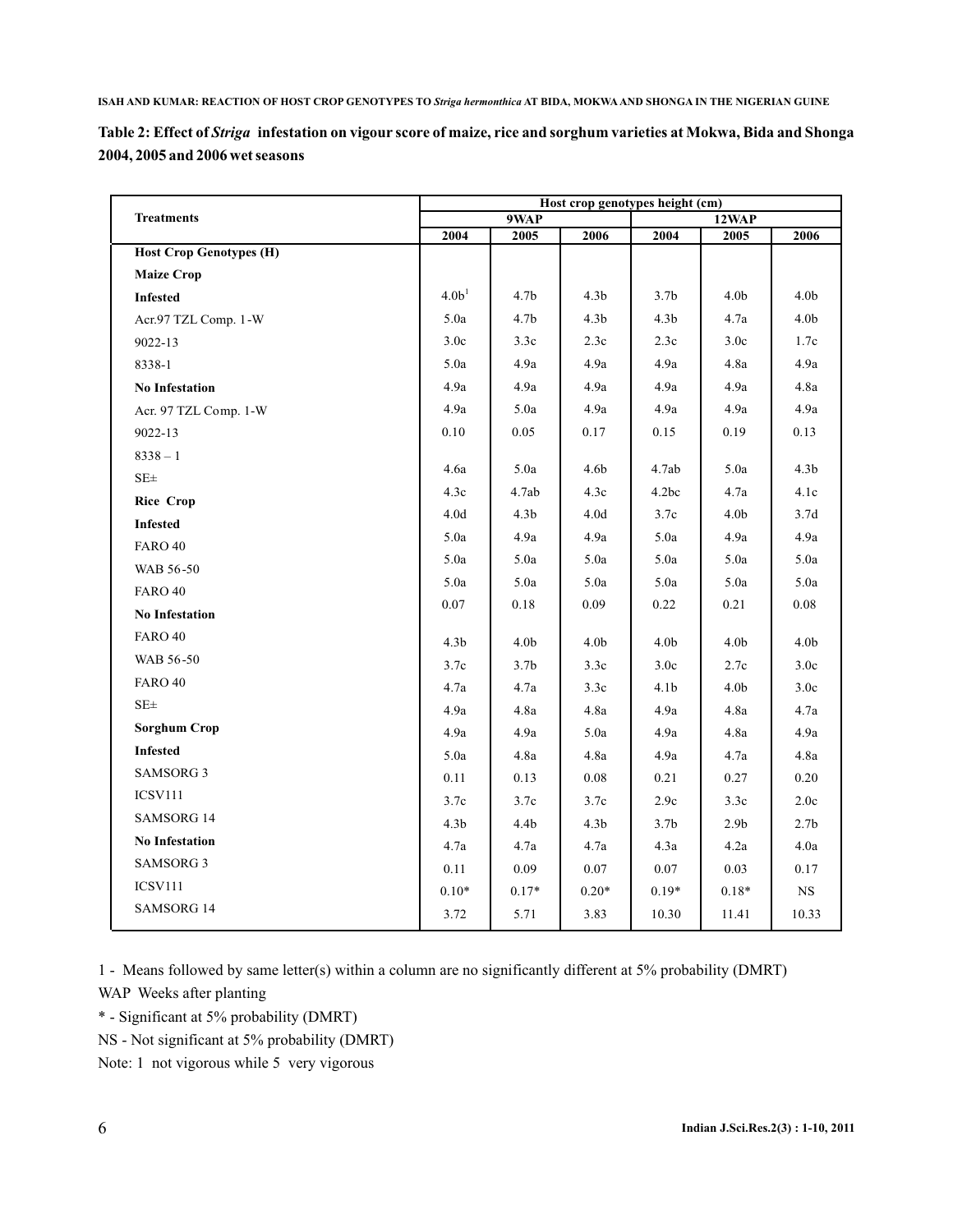**Table 2: Effect of *Striga* infestation on vigour score of maize, rice and sorghum varieties at Mokwa, Bida and Shonga 2004, 2005 and 2006 wet seasons**

| Treatments | Host crop genotypes height (cm) | | | | | |
|---|---|---|---|---|---|---|
| | 9WAP | | | 12WAP | | |
| | 2004 | 2005 | 2006 | 2004 | 2005 | 2006 |
| **Host Crop Genotypes (H)** | | | | | | |
| **Maize Crop** | | | | | | |
| **Infested** | 4.0b[1] | 4.7b | 4.3b | 3.7b | 4.0b | 4.0b |
| Acr.97 TZL Comp. 1-W | 5.0a | 4.7b | 4.3b | 4.3b | 4.7a | 4.0b |
| 9022-13 | 3.0c | 3.3c | 2.3c | 2.3c | 3.0c | 1.7c |
| 8338-1 | 5.0a | 4.9a | 4.9a | 4.9a | 4.8a | 4.9a |
| **No Infestation** | 4.9a | 4.9a | 4.9a | 4.9a | 4.9a | 4.8a |
| Acr. 97 TZL Comp. 1-W | 4.9a | 5.0a | 4.9a | 4.9a | 4.9a | 4.9a |
| 9022-13 | 0.10 | 0.05 | 0.17 | 0.15 | 0.19 | 0.13 |
| 8338 – 1 | | | | | | |
| SE± | 4.6a | 5.0a | 4.6b | 4.7ab | 5.0a | 4.3b |
| **Rice Crop** | 4.3c | 4.7ab | 4.3c | 4.2bc | 4.7a | 4.1c |
| **Infested** | 4.0d | 4.3b | 4.0d | 3.7c | 4.0b | 3.7d |
| FARO 40 | 5.0a | 4.9a | 4.9a | 5.0a | 4.9a | 4.9a |
| WAB 56-50 | 5.0a | 5.0a | 5.0a | 5.0a | 5.0a | 5.0a |
| FARO 40 | 5.0a | 5.0a | 5.0a | 5.0a | 5.0a | 5.0a |
| **No Infestation** | 0.07 | 0.18 | 0.09 | 0.22 | 0.21 | 0.08 |
| FARO 40 | 4.3b | 4.0b | 4.0b | 4.0b | 4.0b | 4.0b |
| WAB 56-50 | 3.7c | 3.7b | 3.3c | 3.0c | 2.7c | 3.0c |
| FARO 40 | 4.7a | 4.7a | 3.3c | 4.1b | 4.0b | 3.0c |
| SE± | 4.9a | 4.8a | 4.8a | 4.9a | 4.8a | 4.7a |
| **Sorghum Crop** | 4.9a | 4.9a | 5.0a | 4.9a | 4.8a | 4.9a |
| **Infested** | 5.0a | 4.8a | 4.8a | 4.9a | 4.7a | 4.8a |
| SAMSORG 3 | 0.11 | 0.13 | 0.08 | 0.21 | 0.27 | 0.20 |
| ICSV111 | 3.7c | 3.7c | 3.7c | 2.9c | 3.3c | 2.0c |
| SAMSORG 14 | 4.3b | 4.4b | 4.3b | 3.7b | 2.9b | 2.7b |
| **No Infestation** | 4.7a | 4.7a | 4.7a | 4.3a | 4.2a | 4.0a |
| SAMSORG 3 | 0.11 | 0.09 | 0.07 | 0.07 | 0.03 | 0.17 |
| ICSV111 | 0.10* | 0.17* | 0.20* | 0.19* | 0.18* | NS |
| SAMSORG 14 | 3.72 | 5.71 | 3.83 | 10.30 | 11.41 | 10.33 |

1 - Means followed by same letter(s) within a column are no significantly different at 5% probability (DMRT)

WAP Weeks after planting

\* - Significant at 5% probability (DMRT)

NS - Not significant at 5% probability (DMRT)

Note: 1 not vigorous while 5 very vigorous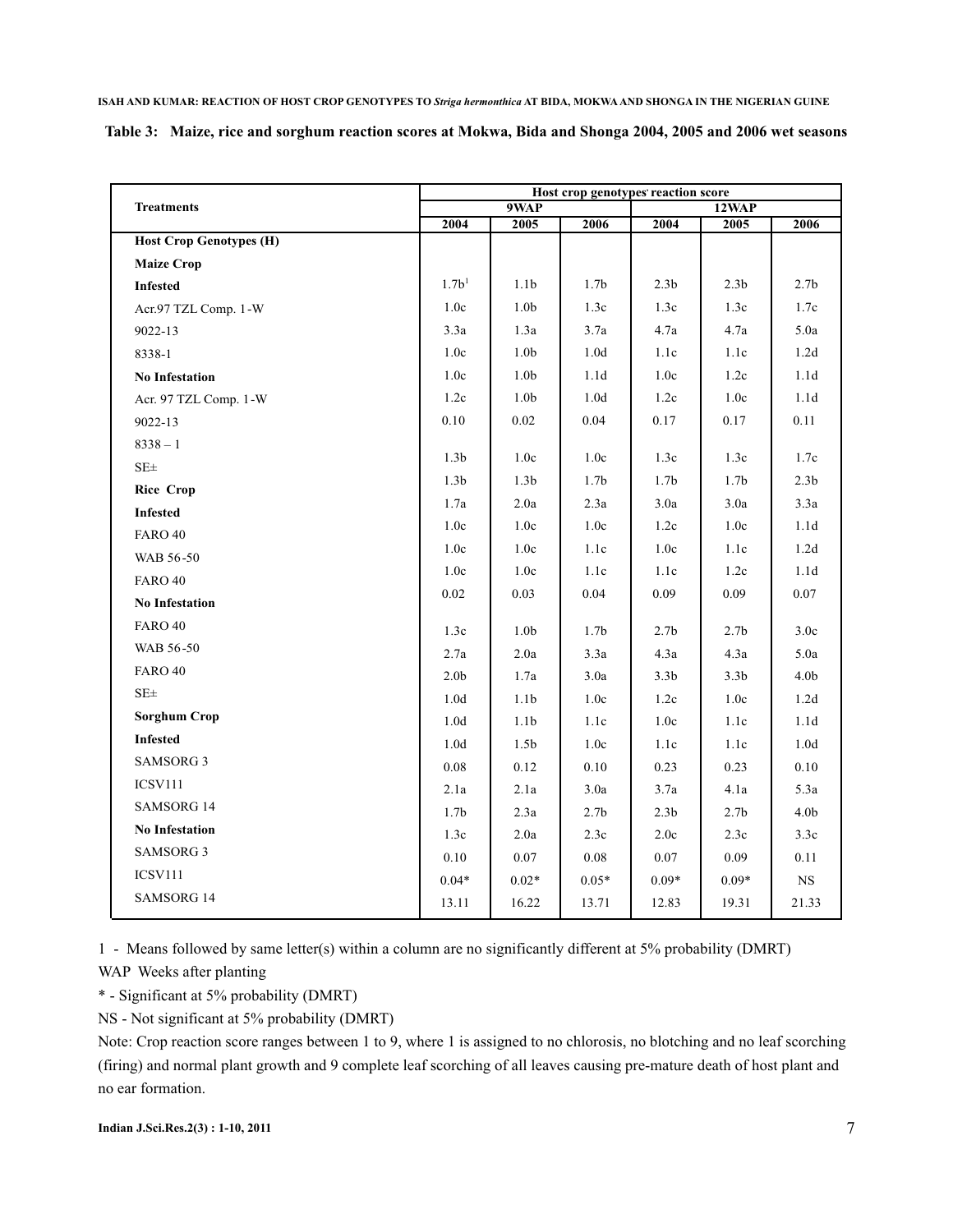**Table 3: Maize, rice and sorghum reaction scores at Mokwa, Bida and Shonga 2004, 2005 and 2006 wet seasons**

| Treatments | Host crop genotypes' reaction score | | | | | |
|---|---|---|---|---|---|---|
| | 9WAP | | | 12WAP | | |
| | 2004 | 2005 | 2006 | 2004 | 2005 | 2006 |
| **Host Crop Genotypes (H)** | | | | | | |
| **Maize Crop** | | | | | | |
| **Infested** | 1.7b[1] | 1.1b | 1.7b | 2.3b | 2.3b | 2.7b |
| Acr.97 TZL Comp. 1-W | 1.0c | 1.0b | 1.3c | 1.3c | 1.3c | 1.7c |
| 9022-13 | 3.3a | 1.3a | 3.7a | 4.7a | 4.7a | 5.0a |
| 8338-1 | 1.0c | 1.0b | 1.0d | 1.1c | 1.1c | 1.2d |
| **No Infestation** | 1.0c | 1.0b | 1.1d | 1.0c | 1.2c | 1.1d |
| Acr. 97 TZL Comp. 1-W | 1.2c | 1.0b | 1.0d | 1.2c | 1.0c | 1.1d |
| 9022-13 | 0.10 | 0.02 | 0.04 | 0.17 | 0.17 | 0.11 |
| 8338 – 1 | 1.3b | 1.0c | 1.0c | 1.3c | 1.3c | 1.7c |
| SE± | 1.3b | 1.3b | 1.7b | 1.7b | 1.7b | 2.3b |
| **Rice Crop** | 1.7a | 2.0a | 2.3a | 3.0a | 3.0a | 3.3a |
| **Infested** | 1.0c | 1.0c | 1.0c | 1.2c | 1.0c | 1.1d |
| FARO 40 | 1.0c | 1.0c | 1.1c | 1.0c | 1.1c | 1.2d |
| WAB 56-50 | 1.0c | 1.0c | 1.1c | 1.1c | 1.2c | 1.1d |
| FARO 40 | 0.02 | 0.03 | 0.04 | 0.09 | 0.09 | 0.07 |
| **No Infestation** | | | | | | |
| FARO 40 | 1.3c | 1.0b | 1.7b | 2.7b | 2.7b | 3.0c |
| WAB 56-50 | 2.7a | 2.0a | 3.3a | 4.3a | 4.3a | 5.0a |
| FARO 40 | 2.0b | 1.7a | 3.0a | 3.3b | 3.3b | 4.0b |
| SE± | 1.0d | 1.1b | 1.0c | 1.2c | 1.0c | 1.2d |
| **Sorghum Crop** | 1.0d | 1.1b | 1.1c | 1.0c | 1.1c | 1.1d |
| **Infested** | 1.0d | 1.5b | 1.0c | 1.1c | 1.1c | 1.0d |
| SAMSORG 3 | 0.08 | 0.12 | 0.10 | 0.23 | 0.23 | 0.10 |
| ICSV111 | 2.1a | 2.1a | 3.0a | 3.7a | 4.1a | 5.3a |
| SAMSORG 14 | 1.7b | 2.3a | 2.7b | 2.3b | 2.7b | 4.0b |
| **No Infestation** | 1.3c | 2.0a | 2.3c | 2.0c | 2.3c | 3.3c |
| SAMSORG 3 | 0.10 | 0.07 | 0.08 | 0.07 | 0.09 | 0.11 |
| ICSV111 | 0.04* | 0.02* | 0.05* | 0.09* | 0.09* | NS |
| SAMSORG 14 | 13.11 | 16.22 | 13.71 | 12.83 | 19.31 | 21.33 |

1 - Means followed by same letter(s) within a column are no significantly different at 5% probability (DMRT)

WAP Weeks after planting

* - Significant at 5% probability (DMRT)

NS - Not significant at 5% probability (DMRT)

Note: Crop reaction score ranges between 1 to 9, where 1 is assigned to no chlorosis, no blotching and no leaf scorching (firing) and normal plant growth and 9 complete leaf scorching of all leaves causing pre-mature death of host plant and no ear formation.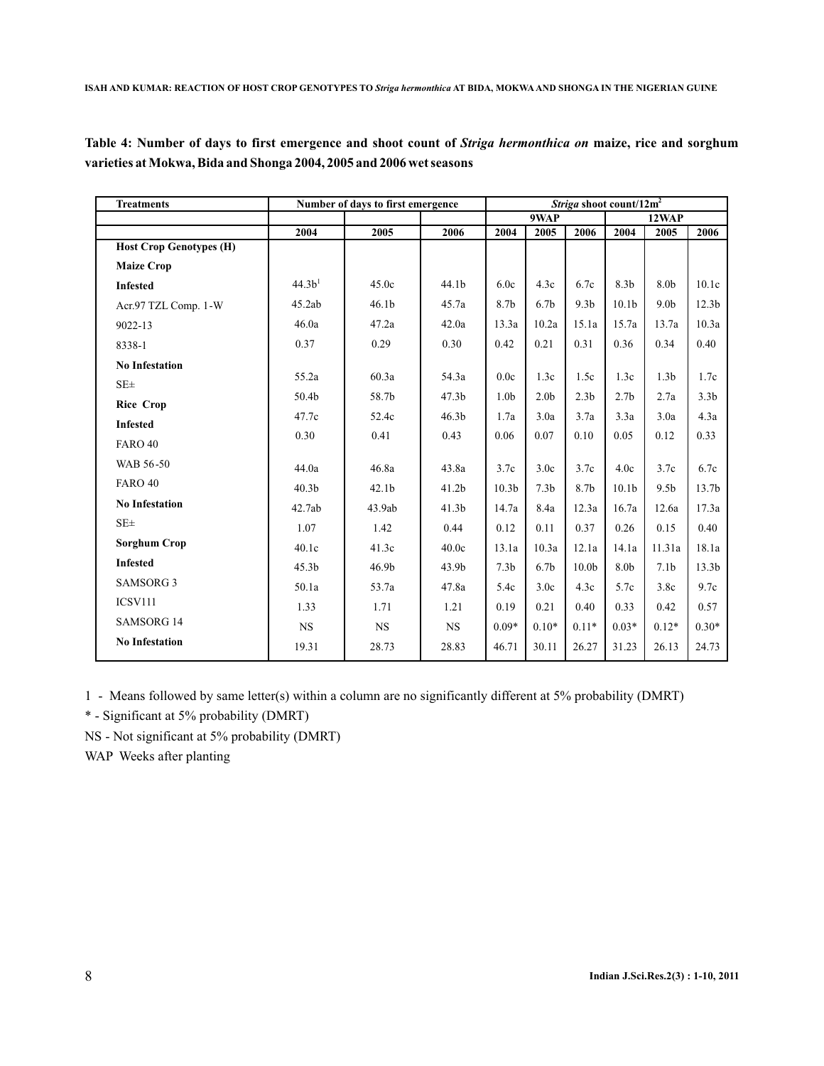**Table 4: Number of days to first emergence and shoot count of *Striga hermonthica on* maize, rice and sorghum varieties at Mokwa, Bida and Shonga 2004, 2005 and 2006 wet seasons**

| Treatments | Number of days to first emergence | | | *Striga* shoot count/12m$^2$ | | | | | |
|---|---|---|---|---|---|---|---|---|---|
| | | | | 9WAP | | | 12WAP | | |
| | 2004 | 2005 | 2006 | 2004 | 2005 | 2006 | 2004 | 2005 | 2006 |
| **Host Crop Genotypes (H)** | | | | | | | | | |
| **Maize Crop** | | | | | | | | | |
| **Infested** | 44.3b[1] | 45.0c | 44.1b | 6.0c | 4.3c | 6.7c | 8.3b | 8.0b | 10.1c |
| Acr.97 TZL Comp. 1-W | 45.2ab | 46.1b | 45.7a | 8.7b | 6.7b | 9.3b | 10.1b | 9.0b | 12.3b |
| 9022-13 | 46.0a | 47.2a | 42.0a | 13.3a | 10.2a | 15.1a | 15.7a | 13.7a | 10.3a |
| 8338-1 | 0.37 | 0.29 | 0.30 | 0.42 | 0.21 | 0.31 | 0.36 | 0.34 | 0.40 |
| **No Infestation** | 55.2a | 60.3a | 54.3a | 0.0c | 1.3c | 1.5c | 1.3c | 1.3b | 1.7c |
| SE± | 50.4b | 58.7b | 47.3b | 1.0b | 2.0b | 2.3b | 2.7b | 2.7a | 3.3b |
| **Rice Crop** | 47.7c | 52.4c | 46.3b | 1.7a | 3.0a | 3.7a | 3.3a | 3.0a | 4.3a |
| **Infested** | 0.30 | 0.41 | 0.43 | 0.06 | 0.07 | 0.10 | 0.05 | 0.12 | 0.33 |
| FARO 40 | | | | | | | | | |
| WAB 56-50 | 44.0a | 46.8a | 43.8a | 3.7c | 3.0c | 3.7c | 4.0c | 3.7c | 6.7c |
| FARO 40 | 40.3b | 42.1b | 41.2b | 10.3b | 7.3b | 8.7b | 10.1b | 9.5b | 13.7b |
| **No Infestation** | 42.7ab | 43.9ab | 41.3b | 14.7a | 8.4a | 12.3a | 16.7a | 12.6a | 17.3a |
| SE± | 1.07 | 1.42 | 0.44 | 0.12 | 0.11 | 0.37 | 0.26 | 0.15 | 0.40 |
| **Sorghum Crop** | 40.1c | 41.3c | 40.0c | 13.1a | 10.3a | 12.1a | 14.1a | 11.31a | 18.1a |
| **Infested** | 45.3b | 46.9b | 43.9b | 7.3b | 6.7b | 10.0b | 8.0b | 7.1b | 13.3b |
| SAMSORG 3 | 50.1a | 53.7a | 47.8a | 5.4c | 3.0c | 4.3c | 5.7c | 3.8c | 9.7c |
| ICSV111 | 1.33 | 1.71 | 1.21 | 0.19 | 0.21 | 0.40 | 0.33 | 0.42 | 0.57 |
| SAMSORG 14 | NS | NS | NS | 0.09* | 0.10* | 0.11* | 0.03* | 0.12* | 0.30* |
| **No Infestation** | 19.31 | 28.73 | 28.83 | 46.71 | 30.11 | 26.27 | 31.23 | 26.13 | 24.73 |

1 - Means followed by same letter(s) within a column are no significantly different at 5% probability (DMRT)

\* - Significant at 5% probability (DMRT)

NS - Not significant at 5% probability (DMRT)

WAP Weeks after planting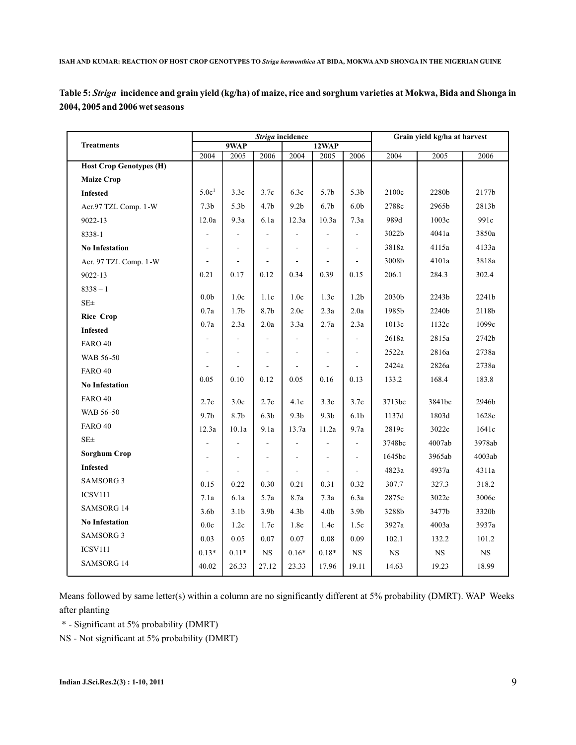**Table 5:** ***Striga*** **incidence and grain yield (kg/ha) of maize, rice and sorghum varieties at Mokwa, Bida and Shonga in 2004, 2005 and 2006 wet seasons**

| Treatments | *Striga* incidence | | | | | | Grain yield kg/ha at harvest | | |
|---|---|---|---|---|---|---|---|---|---|
| | 9WAP | | | 12WAP | | | | | |
| | 2004 | 2005 | 2006 | 2004 | 2005 | 2006 | 2004 | 2005 | 2006 |
| **Host Crop Genotypes (H)** | | | | | | | | | |
| **Maize Crop** | | | | | | | | | |
| **Infested** | 5.0c[1] | 3.3c | 3.7c | 6.3c | 5.7b | 5.3b | 2100c | 2280b | 2177b |
| Acr.97 TZL Comp. 1-W | 7.3b | 5.3b | 4.7b | 9.2b | 6.7b | 6.0b | 2788c | 2965b | 2813b |
| 9022-13 | 12.0a | 9.3a | 6.1a | 12.3a | 10.3a | 7.3a | 989d | 1003c | 991c |
| 8338-1 | - | - | - | - | - | - | 3022b | 4041a | 3850a |
| **No Infestation** | - | - | - | - | - | - | 3818a | 4115a | 4133a |
| Acr. 97 TZL Comp. 1-W | - | - | - | - | - | - | 3008b | 4101a | 3818a |
| 9022-13 | 0.21 | 0.17 | 0.12 | 0.34 | 0.39 | 0.15 | 206.1 | 284.3 | 302.4 |
| 8338 – 1 | | | | | | | | | |
| SE± | 0.0b | 1.0c | 1.1c | 1.0c | 1.3c | 1.2b | 2030b | 2243b | 2241b |
| **Rice Crop** | 0.7a | 1.7b | 8.7b | 2.0c | 2.3a | 2.0a | 1985b | 2240b | 2118b |
| **Infested** | 0.7a | 2.3a | 2.0a | 3.3a | 2.7a | 2.3a | 1013c | 1132c | 1099c |
| FARO 40 | - | - | - | - | - | - | 2618a | 2815a | 2742b |
| WAB 56-50 | - | - | - | - | - | - | 2522a | 2816a | 2738a |
| FARO 40 | - | - | - | - | - | - | 2424a | 2826a | 2738a |
| **No Infestation** | 0.05 | 0.10 | 0.12 | 0.05 | 0.16 | 0.13 | 133.2 | 168.4 | 183.8 |
| FARO 40 | 2.7c | 3.0c | 2.7c | 4.1c | 3.3c | 3.7c | 3713bc | 3841bc | 2946b |
| WAB 56-50 | 9.7b | 8.7b | 6.3b | 9.3b | 9.3b | 6.1b | 1137d | 1803d | 1628c |
| FARO 40 | 12.3a | 10.1a | 9.1a | 13.7a | 11.2a | 9.7a | 2819c | 3022c | 1641c |
| SE± | - | - | - | - | - | - | 3748bc | 4007ab | 3978ab |
| **Sorghum Crop** | - | - | - | - | - | - | 1645bc | 3965ab | 4003ab |
| **Infested** | - | - | - | - | - | - | 4823a | 4937a | 4311a |
| SAMSORG 3 | 0.15 | 0.22 | 0.30 | 0.21 | 0.31 | 0.32 | 307.7 | 327.3 | 318.2 |
| ICSV111 | 7.1a | 6.1a | 5.7a | 8.7a | 7.3a | 6.3a | 2875c | 3022c | 3006c |
| SAMSORG 14 | 3.6b | 3.1b | 3.9b | 4.3b | 4.0b | 3.9b | 3288b | 3477b | 3320b |
| **No Infestation** | 0.0c | 1.2c | 1.7c | 1.8c | 1.4c | 1.5c | 3927a | 4003a | 3937a |
| SAMSORG 3 | 0.03 | 0.05 | 0.07 | 0.07 | 0.08 | 0.09 | 102.1 | 132.2 | 101.2 |
| ICSV111 | 0.13* | 0.11* | NS | 0.16* | 0.18* | NS | NS | NS | NS |
| SAMSORG 14 | 40.02 | 26.33 | 27.12 | 23.33 | 17.96 | 19.11 | 14.63 | 19.23 | 18.99 |

Means followed by same letter(s) within a column are no significantly different at 5% probability (DMRT). WAP Weeks after planting

\* - Significant at 5% probability (DMRT)

NS - Not significant at 5% probability (DMRT)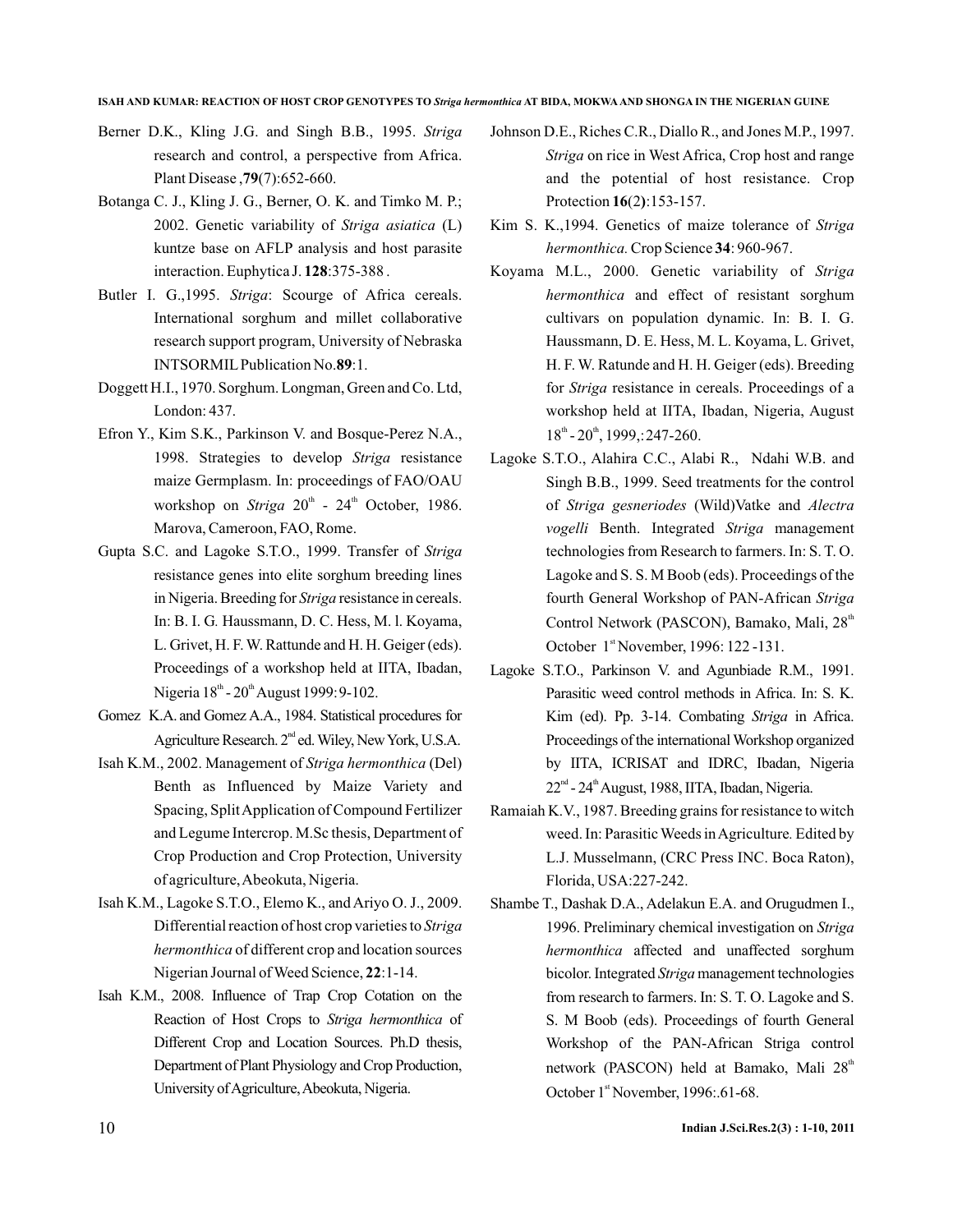Berner D.K., Kling J.G. and Singh B.B., 1995. *Striga* research and control, a perspective from Africa. Plant Disease ,**79**(7):652-660.

Botanga C. J., Kling J. G., Berner, O. K. and Timko M. P.; 2002. Genetic variability of *Striga asiatica* (L) kuntze base on AFLP analysis and host parasite interaction. Euphytica J. **128**:375-388 .

Butler I. G.,1995. *Striga*: Scourge of Africa cereals. International sorghum and millet collaborative research support program, University of Nebraska INTSORMIL Publication No.**89**:1.

Doggett H.I., 1970. Sorghum. Longman, Green and Co. Ltd, London: 437.

Efron Y., Kim S.K., Parkinson V. and Bosque-Perez N.A., 1998. Strategies to develop *Striga* resistance maize Germplasm. In: proceedings of FAO/OAU workshop on *Striga* 20th - 24th October, 1986. Marova, Cameroon, FAO, Rome.

Gupta S.C. and Lagoke S.T.O., 1999. Transfer of *Striga* resistance genes into elite sorghum breeding lines in Nigeria. Breeding for *Striga* resistance in cereals. In: B. I. G. Haussmann, D. C. Hess, M. l. Koyama, L. Grivet, H. F. W. Rattunde and H. H. Geiger (eds). Proceedings of a workshop held at IITA, Ibadan, Nigeria 18th - 20th August 1999: 9-102.

Gomez K.A. and Gomez A.A., 1984. Statistical procedures for Agriculture Research. 2nd ed. Wiley, New York, U.S.A.

Isah K.M., 2002. Management of *Striga hermonthica* (Del) Benth as Influenced by Maize Variety and Spacing, Split Application of Compound Fertilizer and Legume Intercrop. M.Sc thesis, Department of Crop Production and Crop Protection, University of agriculture, Abeokuta, Nigeria.

Isah K.M., Lagoke S.T.O., Elemo K., and Ariyo O. J., 2009. Differential reaction of host crop varieties to *Striga hermonthica* of different crop and location sources Nigerian Journal of Weed Science, **22**:1-14.

Isah K.M., 2008. Influence of Trap Crop Cotation on the Reaction of Host Crops to *Striga hermonthica* of Different Crop and Location Sources. Ph.D thesis, Department of Plant Physiology and Crop Production, University of Agriculture, Abeokuta, Nigeria.

Johnson D.E., Riches C.R., Diallo R., and Jones M.P., 1997. *Striga* on rice in West Africa, Crop host and range and the potential of host resistance. Crop Protection **16**(2):153-157.

Kim S. K.,1994. Genetics of maize tolerance of *Striga hermonthica.* Crop Science **34**: 960-967.

Koyama M.L., 2000. Genetic variability of *Striga hermonthica* and effect of resistant sorghum cultivars on population dynamic. In: B. I. G. Haussmann, D. E. Hess, M. L. Koyama, L. Grivet, H. F. W. Ratunde and H. H. Geiger (eds). Breeding for *Striga* resistance in cereals. Proceedings of a workshop held at IITA, Ibadan, Nigeria, August 18th - 20th, 1999,:247-260.

Lagoke S.T.O., Alahira C.C., Alabi R., Ndahi W.B. and Singh B.B., 1999. Seed treatments for the control of *Striga gesneriodes* (Wild)Vatke and *Alectra vogelli* Benth. Integrated *Striga* management technologies from Research to farmers. In: S. T. O. Lagoke and S. S. M Boob (eds). Proceedings of the fourth General Workshop of PAN-African *Striga* Control Network (PASCON), Bamako, Mali, 28th October 1st November, 1996: 122 -131.

Lagoke S.T.O., Parkinson V. and Agunbiade R.M., 1991. Parasitic weed control methods in Africa. In: S. K. Kim (ed). Pp. 3-14. Combating *Striga* in Africa. Proceedings of the international Workshop organized by IITA, ICRISAT and IDRC, Ibadan, Nigeria 22nd - 24th August, 1988, IITA, Ibadan, Nigeria.

Ramaiah K.V., 1987. Breeding grains for resistance to witch weed. In: Parasitic Weeds in Agriculture. Edited by L.J. Musselmann, (CRC Press INC. Boca Raton), Florida, USA:227-242.

Shambe T., Dashak D.A., Adelakun E.A. and Orugudmen I., 1996. Preliminary chemical investigation on *Striga hermonthica* affected and unaffected sorghum bicolor. Integrated *Striga* management technologies from research to farmers. In: S. T. O. Lagoke and S. S. M Boob (eds). Proceedings of fourth General Workshop of the PAN-African Striga control network (PASCON) held at Bamako, Mali 28th October 1st November, 1996:.61-68.